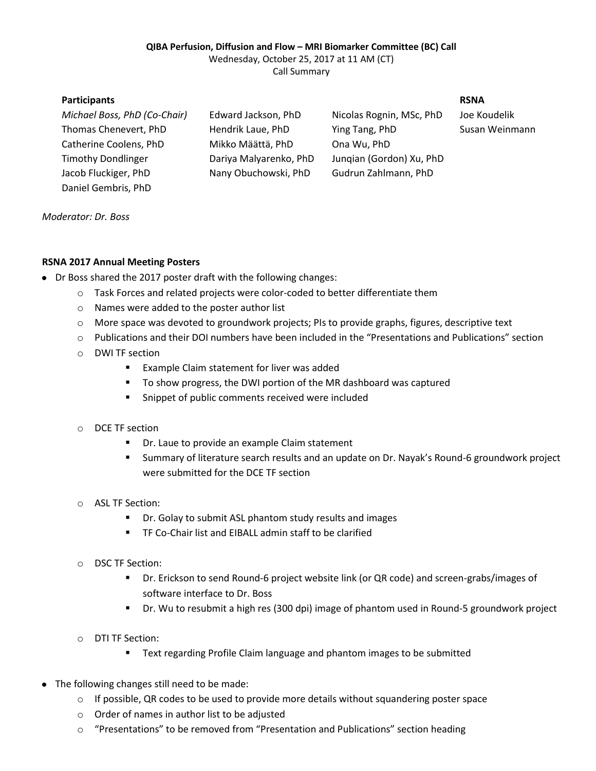**QIBA Perfusion, Diffusion and Flow – MRI Biomarker Committee (BC) Call**
Wednesday, October 25, 2017 at 11 AM (CT)
Call Summary

| **Participants** | | | **RSNA** |
|---|---|---|---|
| *Michael Boss, PhD (Co-Chair)* | Edward Jackson, PhD | Nicolas Rognin, MSc, PhD | Joe Koudelik |
| Thomas Chenevert, PhD | Hendrik Laue, PhD | Ying Tang, PhD | Susan Weinmann |
| Catherine Coolens, PhD | Mikko Määttä, PhD | Ona Wu, PhD | |
| Timothy Dondlinger | Dariya Malyarenko, PhD | Junqian (Gordon) Xu, PhD | |
| Jacob Fluckiger, PhD | Nany Obuchowski, PhD | Gudrun Zahlmann, PhD | |
| Daniel Gembris, PhD | | | |

*Moderator: Dr. Boss*

**RSNA 2017 Annual Meeting Posters**

- Dr Boss shared the 2017 poster draft with the following changes:
  - Task Forces and related projects were color-coded to better differentiate them
  - Names were added to the poster author list
  - More space was devoted to groundwork projects; PIs to provide graphs, figures, descriptive text
  - Publications and their DOI numbers have been included in the "Presentations and Publications" section
  - DWI TF section
    - Example Claim statement for liver was added
    - To show progress, the DWI portion of the MR dashboard was captured
    - Snippet of public comments received were included
  - DCE TF section
    - Dr. Laue to provide an example Claim statement
    - Summary of literature search results and an update on Dr. Nayak's Round-6 groundwork project were submitted for the DCE TF section
  - ASL TF Section:
    - Dr. Golay to submit ASL phantom study results and images
    - TF Co-Chair list and EIBALL admin staff to be clarified
  - DSC TF Section:
    - Dr. Erickson to send Round-6 project website link (or QR code) and screen-grabs/images of software interface to Dr. Boss
    - Dr. Wu to resubmit a high res (300 dpi) image of phantom used in Round-5 groundwork project
  - DTI TF Section:
    - Text regarding Profile Claim language and phantom images to be submitted
- The following changes still need to be made:
  - If possible, QR codes to be used to provide more details without squandering poster space
  - Order of names in author list to be adjusted
  - "Presentations" to be removed from "Presentation and Publications" section heading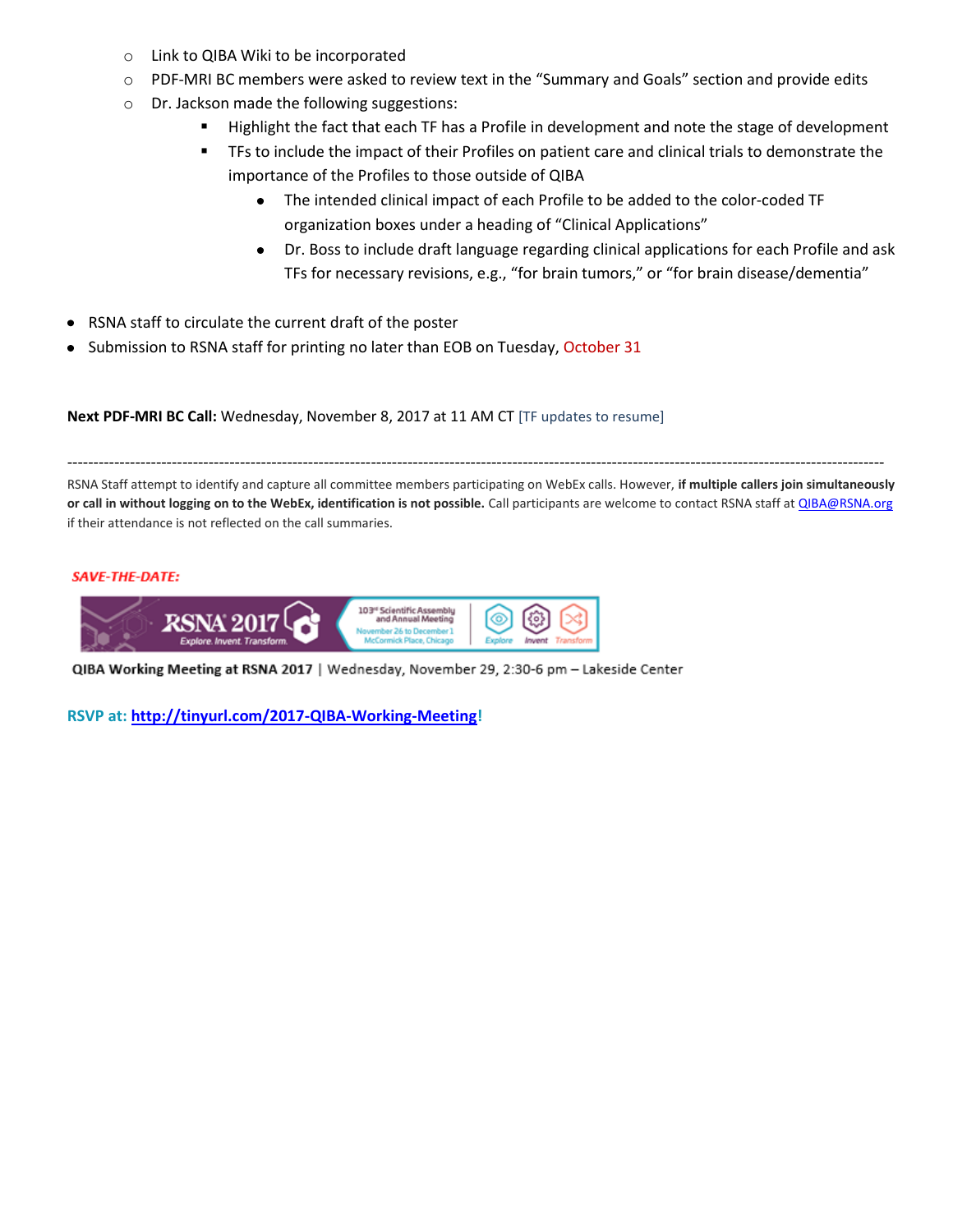- Link to QIBA Wiki to be incorporated
- PDF-MRI BC members were asked to review text in the "Summary and Goals" section and provide edits
- Dr. Jackson made the following suggestions:
  - Highlight the fact that each TF has a Profile in development and note the stage of development
  - TFs to include the impact of their Profiles on patient care and clinical trials to demonstrate the importance of the Profiles to those outside of QIBA
    - The intended clinical impact of each Profile to be added to the color-coded TF organization boxes under a heading of "Clinical Applications"
    - Dr. Boss to include draft language regarding clinical applications for each Profile and ask TFs for necessary revisions, e.g., "for brain tumors," or "for brain disease/dementia"

- RSNA staff to circulate the current draft of the poster
- Submission to RSNA staff for printing no later than EOB on Tuesday, October 31

**Next PDF-MRI BC Call:** Wednesday, November 8, 2017 at 11 AM CT [TF updates to resume]

---

RSNA Staff attempt to identify and capture all committee members participating on WebEx calls. However, **if multiple callers join simultaneously or call in without logging on to the WebEx, identification is not possible.** Call participants are welcome to contact RSNA staff at QIBA@RSNA.org if their attendance is not reflected on the call summaries.

***SAVE-THE-DATE:***

RSNA 2017 Explore. Invent. Transform. 103rd Scientific Assembly and Annual Meeting November 26 to December 1 McCormick Place, Chicago

**QIBA Working Meeting at RSNA 2017** | Wednesday, November 29, 2:30-6 pm – Lakeside Center

**RSVP at: http://tinyurl.com/2017-QIBA-Working-Meeting!**